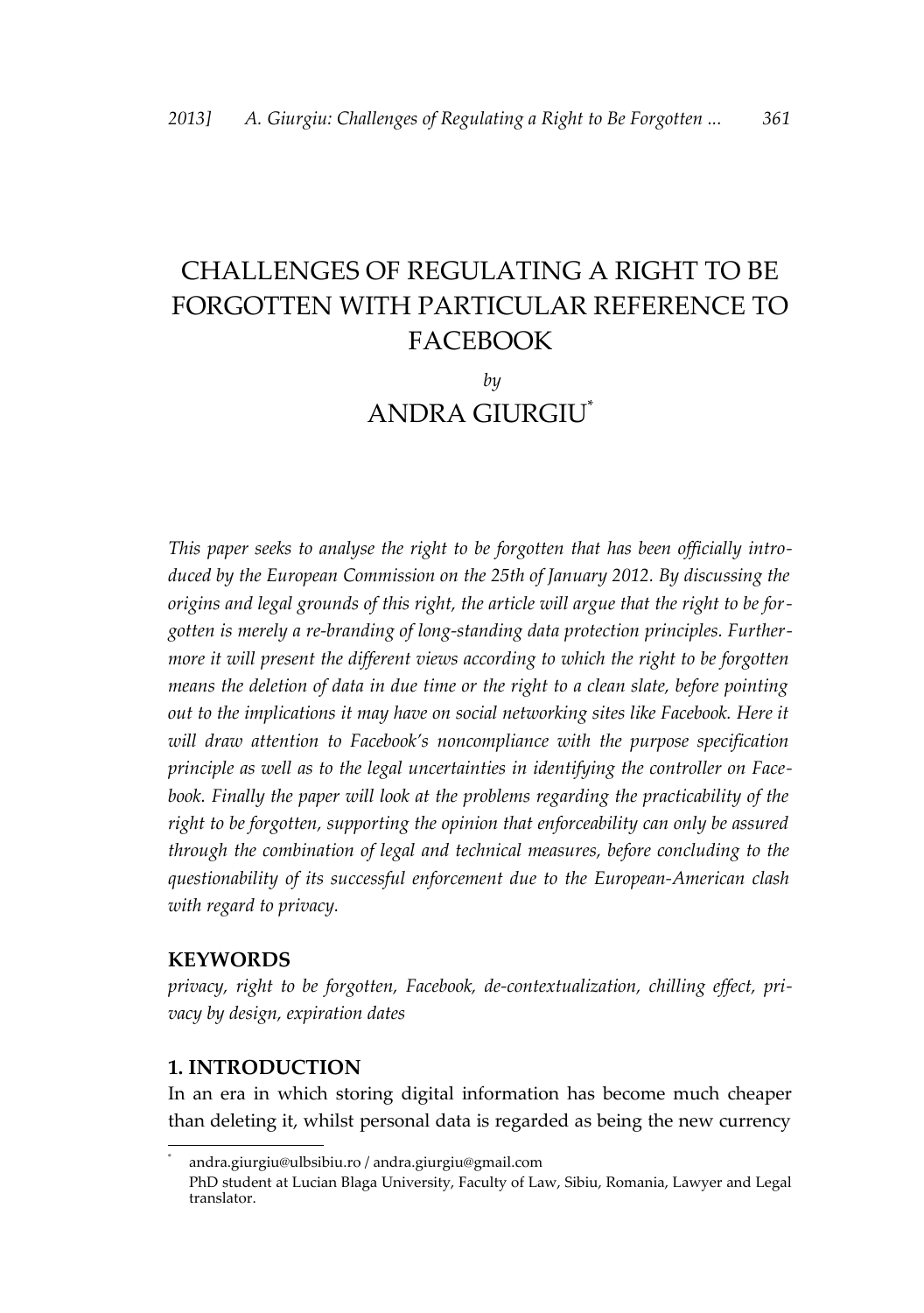# CHALLENGES OF REGULATING A RIGHT TO BE FORGOTTEN WITH PARTICULAR REFERENCE TO FACEBOOK

*by*

ANDRA GIURGIU[*]

*This paper seeks to analyse the right to be forgotten that has been officially introduced by the European Commission on the 25th of January 2012. By discussing the origins and legal grounds of this right, the article will argue that the right to be forgotten is merely a re-branding of long-standing data protection principles. Furthermore it will present the different views according to which the right to be forgotten means the deletion of data in due time or the right to a clean slate, before pointing out to the implications it may have on social networking sites like Facebook. Here it will draw attention to Facebook's noncompliance with the purpose specification principle as well as to the legal uncertainties in identifying the controller on Facebook. Finally the paper will look at the problems regarding the practicability of the right to be forgotten, supporting the opinion that enforceability can only be assured through the combination of legal and technical measures, before concluding to the questionability of its successful enforcement due to the European-American clash with regard to privacy.*

## KEYWORDS

*privacy, right to be forgotten, Facebook, de-contextualization, chilling effect, privacy by design, expiration dates*

## 1. INTRODUCTION

In an era in which storing digital information has become much cheaper than deleting it, whilst personal data is regarded as being the new currency

---

[*] andra.giurgiu@ulbsibiu.ro / andra.giurgiu@gmail.com
PhD student at Lucian Blaga University, Faculty of Law, Sibiu, Romania, Lawyer and Legal translator.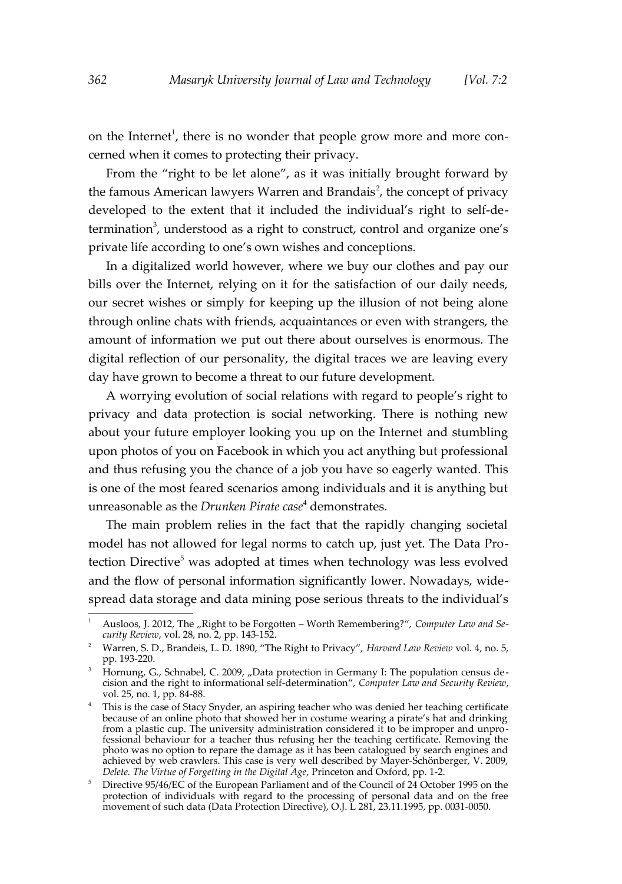on the Internet[1], there is no wonder that people grow more and more concerned when it comes to protecting their privacy.

From the "right to be let alone", as it was initially brought forward by the famous American lawyers Warren and Brandais[2], the concept of privacy developed to the extent that it included the individual's right to self-determination[3], understood as a right to construct, control and organize one's private life according to one's own wishes and conceptions.

In a digitalized world however, where we buy our clothes and pay our bills over the Internet, relying on it for the satisfaction of our daily needs, our secret wishes or simply for keeping up the illusion of not being alone through online chats with friends, acquaintances or even with strangers, the amount of information we put out there about ourselves is enormous. The digital reflection of our personality, the digital traces we are leaving every day have grown to become a threat to our future development.

A worrying evolution of social relations with regard to people's right to privacy and data protection is social networking. There is nothing new about your future employer looking you up on the Internet and stumbling upon photos of you on Facebook in which you act anything but professional and thus refusing you the chance of a job you have so eagerly wanted. This is one of the most feared scenarios among individuals and it is anything but unreasonable as the *Drunken Pirate case*[4] demonstrates.

The main problem relies in the fact that the rapidly changing societal model has not allowed for legal norms to catch up, just yet. The Data Protection Directive[5] was adopted at times when technology was less evolved and the flow of personal information significantly lower. Nowadays, widespread data storage and data mining pose serious threats to the individual's

---

[1] Ausloos, J. 2012, The „Right to be Forgotten – Worth Remembering?", *Computer Law and Security Review*, vol. 28, no. 2, pp. 143-152.

[2] Warren, S. D., Brandeis, L. D. 1890, "The Right to Privacy", *Harvard Law Review* vol. 4, no. 5, pp. 193-220.

[3] Hornung, G., Schnabel, C. 2009, „Data protection in Germany I: The population census decision and the right to informational self-determination", *Computer Law and Security Review*, vol. 25, no. 1, pp. 84-88.

[4] This is the case of Stacy Snyder, an aspiring teacher who was denied her teaching certificate because of an online photo that showed her in costume wearing a pirate's hat and drinking from a plastic cup. The university administration considered it to be improper and unprofessional behaviour for a teacher thus refusing her the teaching certificate. Removing the photo was no option to repare the damage as it has been catalogued by search engines and achieved by web crawlers. This case is very well described by Mayer-Schönberger, V. 2009, *Delete. The Virtue of Forgetting in the Digital Age*, Princeton and Oxford, pp. 1-2.

[5] Directive 95/46/EC of the European Parliament and of the Council of 24 October 1995 on the protection of individuals with regard to the processing of personal data and on the free movement of such data (Data Protection Directive), O.J. L 281, 23.11.1995, pp. 0031-0050.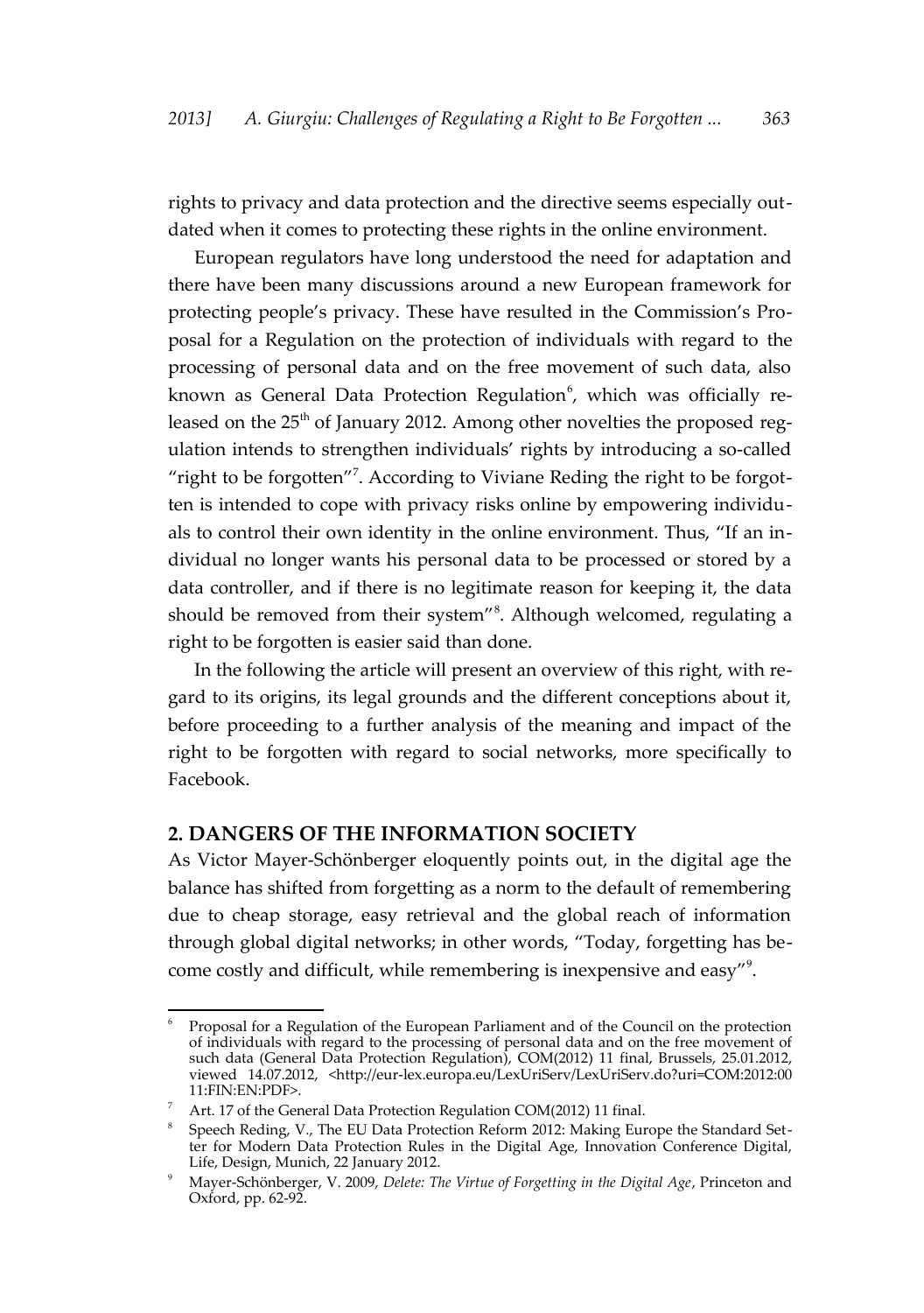rights to privacy and data protection and the directive seems especially outdated when it comes to protecting these rights in the online environment.

European regulators have long understood the need for adaptation and there have been many discussions around a new European framework for protecting people's privacy. These have resulted in the Commission's Proposal for a Regulation on the protection of individuals with regard to the processing of personal data and on the free movement of such data, also known as General Data Protection Regulation[6], which was officially released on the 25th of January 2012. Among other novelties the proposed regulation intends to strengthen individuals' rights by introducing a so-called "right to be forgotten"[7]. According to Viviane Reding the right to be forgotten is intended to cope with privacy risks online by empowering individuals to control their own identity in the online environment. Thus, "If an individual no longer wants his personal data to be processed or stored by a data controller, and if there is no legitimate reason for keeping it, the data should be removed from their system"[8]. Although welcomed, regulating a right to be forgotten is easier said than done.

In the following the article will present an overview of this right, with regard to its origins, its legal grounds and the different conceptions about it, before proceeding to a further analysis of the meaning and impact of the right to be forgotten with regard to social networks, more specifically to Facebook.

## 2. DANGERS OF THE INFORMATION SOCIETY

As Victor Mayer-Schönberger eloquently points out, in the digital age the balance has shifted from forgetting as a norm to the default of remembering due to cheap storage, easy retrieval and the global reach of information through global digital networks; in other words, "Today, forgetting has become costly and difficult, while remembering is inexpensive and easy"[9].

---

[6] Proposal for a Regulation of the European Parliament and of the Council on the protection of individuals with regard to the processing of personal data and on the free movement of such data (General Data Protection Regulation), COM(2012) 11 final, Brussels, 25.01.2012, viewed 14.07.2012, <http://eur-lex.europa.eu/LexUriServ/LexUriServ.do?uri=COM:2012:0011:FIN:EN:PDF>.

[7] Art. 17 of the General Data Protection Regulation COM(2012) 11 final.

[8] Speech Reding, V., The EU Data Protection Reform 2012: Making Europe the Standard Setter for Modern Data Protection Rules in the Digital Age, Innovation Conference Digital, Life, Design, Munich, 22 January 2012.

[9] Mayer-Schönberger, V. 2009, *Delete: The Virtue of Forgetting in the Digital Age*, Princeton and Oxford, pp. 62-92.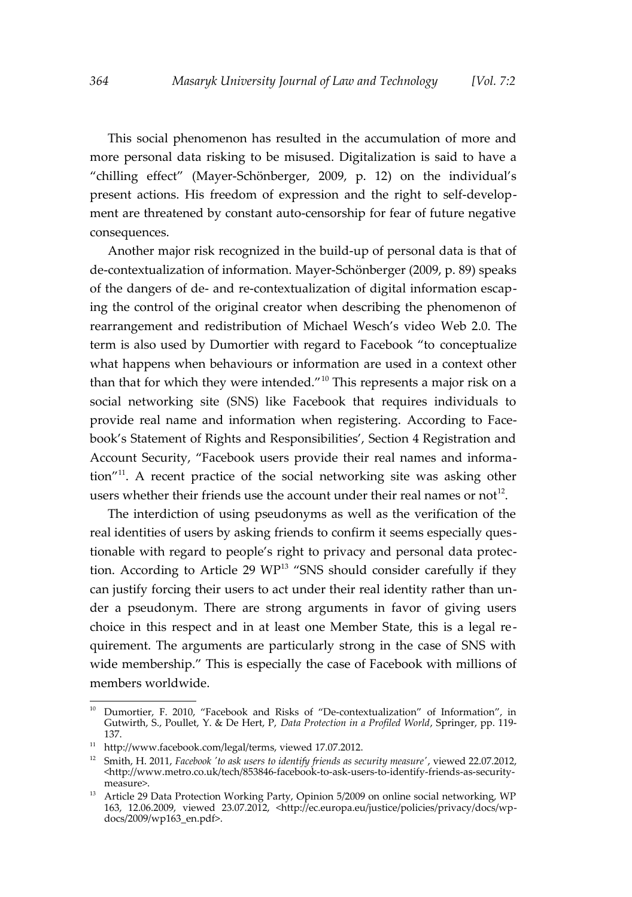This social phenomenon has resulted in the accumulation of more and more personal data risking to be misused. Digitalization is said to have a "chilling effect" (Mayer-Schönberger, 2009, p. 12) on the individual's present actions. His freedom of expression and the right to self-development are threatened by constant auto-censorship for fear of future negative consequences.

Another major risk recognized in the build-up of personal data is that of de-contextualization of information. Mayer-Schönberger (2009, p. 89) speaks of the dangers of de- and re-contextualization of digital information escaping the control of the original creator when describing the phenomenon of rearrangement and redistribution of Michael Wesch's video Web 2.0. The term is also used by Dumortier with regard to Facebook "to conceptualize what happens when behaviours or information are used in a context other than that for which they were intended."[10] This represents a major risk on a social networking site (SNS) like Facebook that requires individuals to provide real name and information when registering. According to Facebook's Statement of Rights and Responsibilities', Section 4 Registration and Account Security, "Facebook users provide their real names and information"[11]. A recent practice of the social networking site was asking other users whether their friends use the account under their real names or not[12].

The interdiction of using pseudonyms as well as the verification of the real identities of users by asking friends to confirm it seems especially questionable with regard to people's right to privacy and personal data protection. According to Article 29 WP[13] "SNS should consider carefully if they can justify forcing their users to act under their real identity rather than under a pseudonym. There are strong arguments in favor of giving users choice in this respect and in at least one Member State, this is a legal requirement. The arguments are particularly strong in the case of SNS with wide membership." This is especially the case of Facebook with millions of members worldwide.

---

[10] Dumortier, F. 2010, "Facebook and Risks of "De-contextualization" of Information", in Gutwirth, S., Poullet, Y. & De Hert, P, *Data Protection in a Profiled World*, Springer, pp. 119-137.

[11] http://www.facebook.com/legal/terms, viewed 17.07.2012.

[12] Smith, H. 2011, *Facebook 'to ask users to identify friends as security measure'*, viewed 22.07.2012, <http://www.metro.co.uk/tech/853846-facebook-to-ask-users-to-identify-friends-as-security-measure>.

[13] Article 29 Data Protection Working Party, Opinion 5/2009 on online social networking, WP 163, 12.06.2009, viewed 23.07.2012, <http://ec.europa.eu/justice/policies/privacy/docs/wpdocs/2009/wp163_en.pdf>.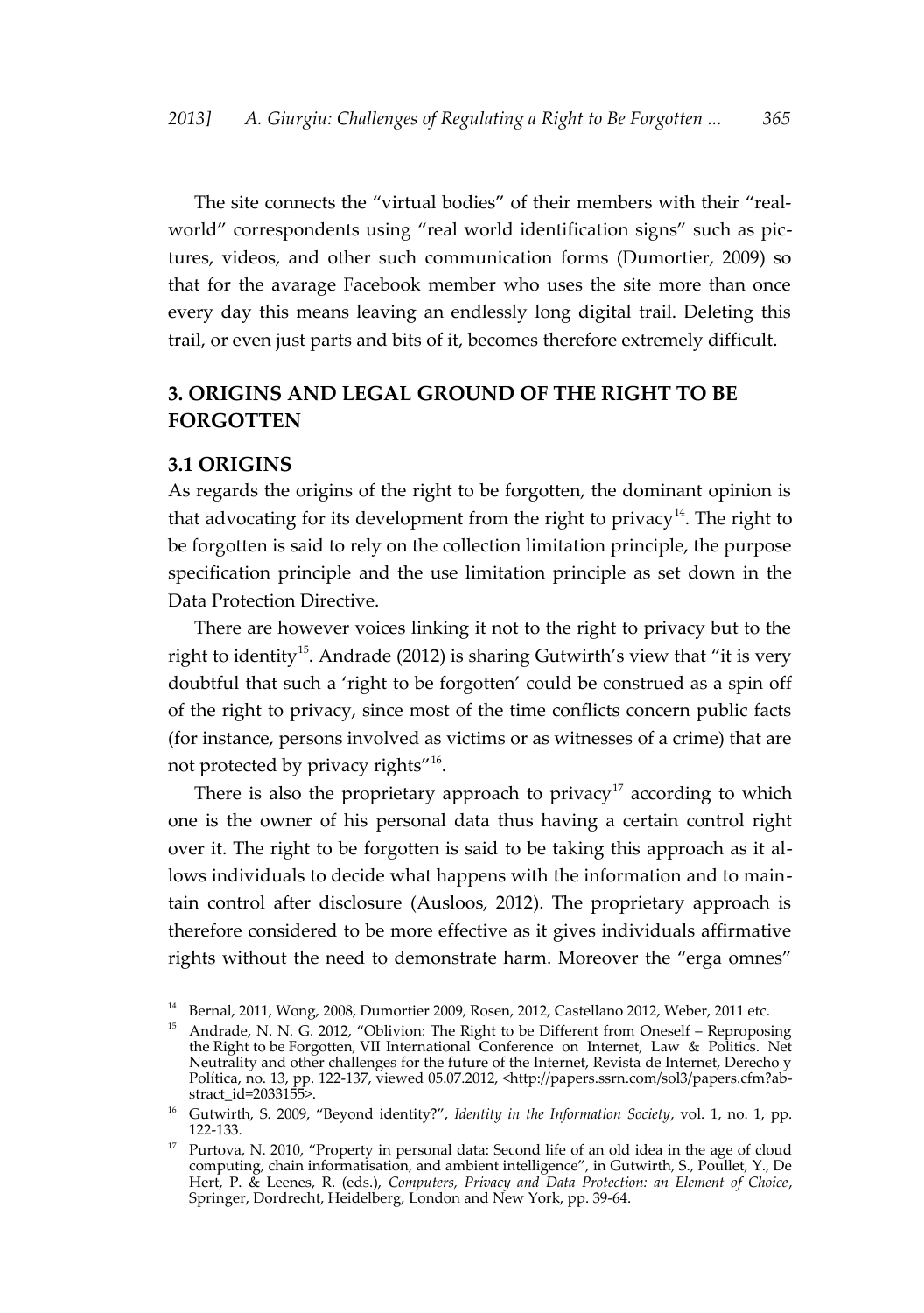The site connects the "virtual bodies" of their members with their "real-world" correspondents using "real world identification signs" such as pictures, videos, and other such communication forms (Dumortier, 2009) so that for the avarage Facebook member who uses the site more than once every day this means leaving an endlessly long digital trail. Deleting this trail, or even just parts and bits of it, becomes therefore extremely difficult.

## 3. ORIGINS AND LEGAL GROUND OF THE RIGHT TO BE FORGOTTEN

### 3.1 ORIGINS

As regards the origins of the right to be forgotten, the dominant opinion is that advocating for its development from the right to privacy[14]. The right to be forgotten is said to rely on the collection limitation principle, the purpose specification principle and the use limitation principle as set down in the Data Protection Directive.

There are however voices linking it not to the right to privacy but to the right to identity[15]. Andrade (2012) is sharing Gutwirth's view that "it is very doubtful that such a 'right to be forgotten' could be construed as a spin off of the right to privacy, since most of the time conflicts concern public facts (for instance, persons involved as victims or as witnesses of a crime) that are not protected by privacy rights"[16].

There is also the proprietary approach to privacy[17] according to which one is the owner of his personal data thus having a certain control right over it. The right to be forgotten is said to be taking this approach as it allows individuals to decide what happens with the information and to maintain control after disclosure (Ausloos, 2012). The proprietary approach is therefore considered to be more effective as it gives individuals affirmative rights without the need to demonstrate harm. Moreover the "erga omnes"

---

[14] Bernal, 2011, Wong, 2008, Dumortier 2009, Rosen, 2012, Castellano 2012, Weber, 2011 etc.

[15] Andrade, N. N. G. 2012, "Oblivion: The Right to be Different from Oneself – Reproposing the Right to be Forgotten, VII International Conference on Internet, Law & Politics. Net Neutrality and other challenges for the future of the Internet, Revista de Internet, Derecho y Política, no. 13, pp. 122-137, viewed 05.07.2012, <http://papers.ssrn.com/sol3/papers.cfm?abstract_id=2033155>.

[16] Gutwirth, S. 2009, "Beyond identity?", *Identity in the Information Society*, vol. 1, no. 1, pp. 122-133.

[17] Purtova, N. 2010, "Property in personal data: Second life of an old idea in the age of cloud computing, chain informatisation, and ambient intelligence", in Gutwirth, S., Poullet, Y., De Hert, P. & Leenes, R. (eds.), *Computers, Privacy and Data Protection: an Element of Choice*, Springer, Dordrecht, Heidelberg, London and New York, pp. 39-64.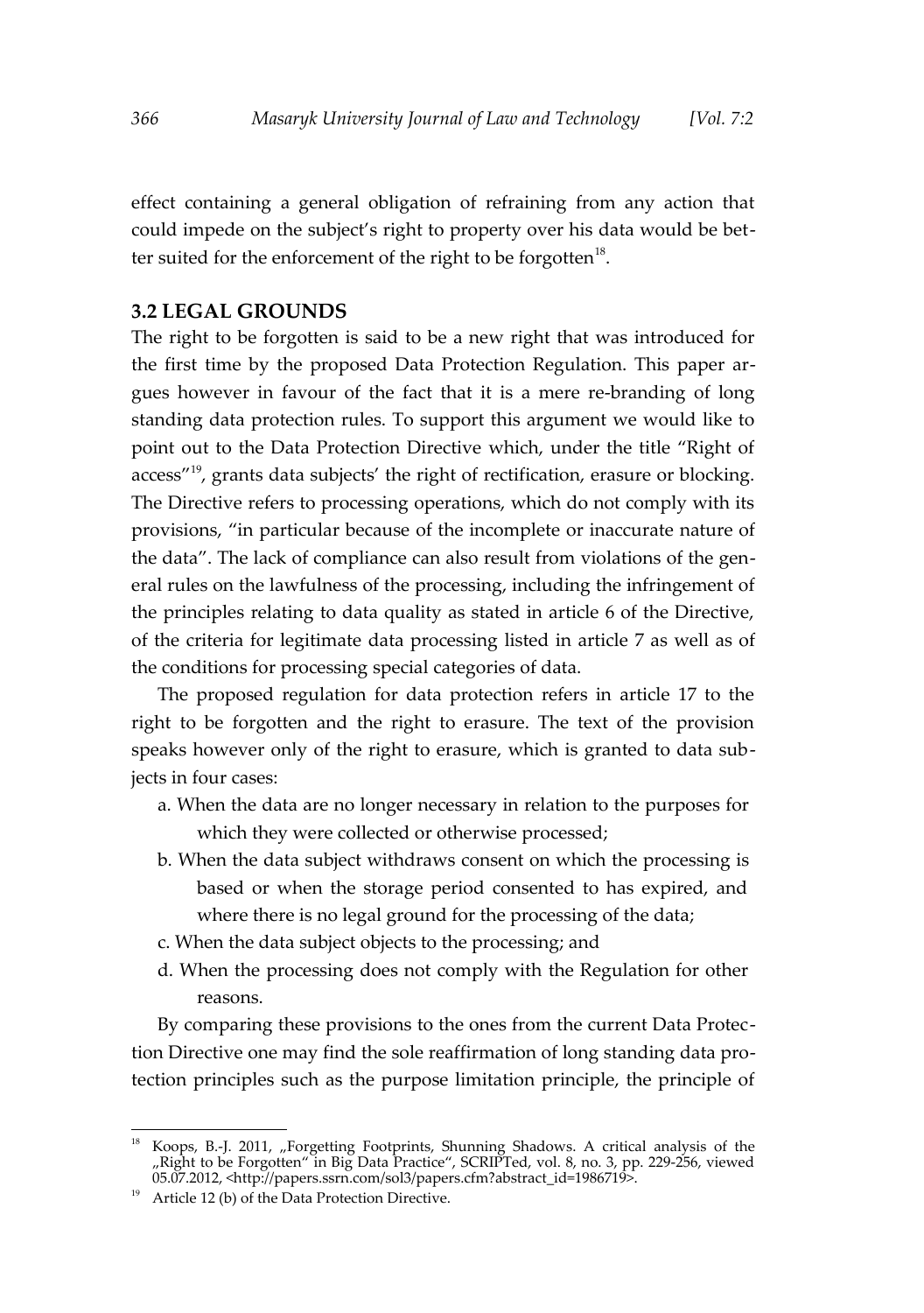effect containing a general obligation of refraining from any action that could impede on the subject's right to property over his data would be better suited for the enforcement of the right to be forgotten[18].

### 3.2 LEGAL GROUNDS

The right to be forgotten is said to be a new right that was introduced for the first time by the proposed Data Protection Regulation. This paper argues however in favour of the fact that it is a mere re-branding of long standing data protection rules. To support this argument we would like to point out to the Data Protection Directive which, under the title "Right of access"[19], grants data subjects' the right of rectification, erasure or blocking. The Directive refers to processing operations, which do not comply with its provisions, "in particular because of the incomplete or inaccurate nature of the data". The lack of compliance can also result from violations of the general rules on the lawfulness of the processing, including the infringement of the principles relating to data quality as stated in article 6 of the Directive, of the criteria for legitimate data processing listed in article 7 as well as of the conditions for processing special categories of data.

The proposed regulation for data protection refers in article 17 to the right to be forgotten and the right to erasure. The text of the provision speaks however only of the right to erasure, which is granted to data subjects in four cases:

a. When the data are no longer necessary in relation to the purposes for which they were collected or otherwise processed;

b. When the data subject withdraws consent on which the processing is based or when the storage period consented to has expired, and where there is no legal ground for the processing of the data;

c. When the data subject objects to the processing; and

d. When the processing does not comply with the Regulation for other reasons.

By comparing these provisions to the ones from the current Data Protection Directive one may find the sole reaffirmation of long standing data protection principles such as the purpose limitation principle, the principle of

---

[18] Koops, B.-J. 2011, „Forgetting Footprints, Shunning Shadows. A critical analysis of the „Right to be Forgotten" in Big Data Practice", SCRIPTed, vol. 8, no. 3, pp. 229-256, viewed 05.07.2012, <http://papers.ssrn.com/sol3/papers.cfm?abstract_id=1986719>.

[19] Article 12 (b) of the Data Protection Directive.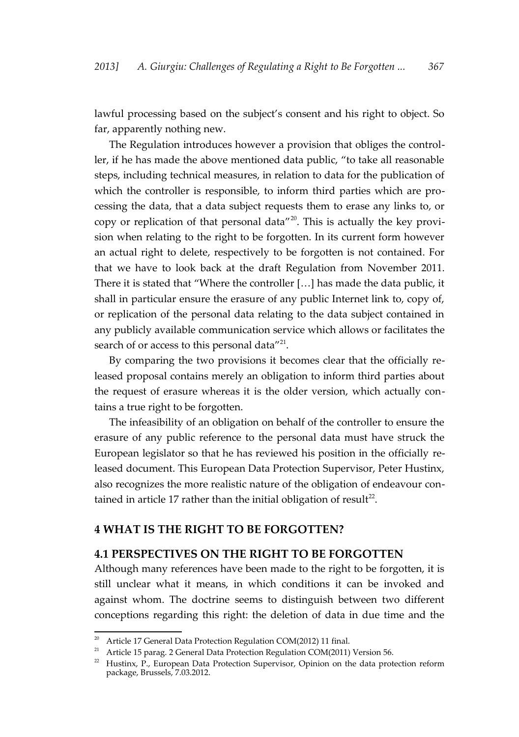lawful processing based on the subject's consent and his right to object. So far, apparently nothing new.

The Regulation introduces however a provision that obliges the controller, if he has made the above mentioned data public, "to take all reasonable steps, including technical measures, in relation to data for the publication of which the controller is responsible, to inform third parties which are processing the data, that a data subject requests them to erase any links to, or copy or replication of that personal data"[20]. This is actually the key provision when relating to the right to be forgotten. In its current form however an actual right to delete, respectively to be forgotten is not contained. For that we have to look back at the draft Regulation from November 2011. There it is stated that "Where the controller […] has made the data public, it shall in particular ensure the erasure of any public Internet link to, copy of, or replication of the personal data relating to the data subject contained in any publicly available communication service which allows or facilitates the search of or access to this personal data"[21].

By comparing the two provisions it becomes clear that the officially released proposal contains merely an obligation to inform third parties about the request of erasure whereas it is the older version, which actually contains a true right to be forgotten.

The infeasibility of an obligation on behalf of the controller to ensure the erasure of any public reference to the personal data must have struck the European legislator so that he has reviewed his position in the officially released document. This European Data Protection Supervisor, Peter Hustinx, also recognizes the more realistic nature of the obligation of endeavour contained in article 17 rather than the initial obligation of result[22].

## 4 WHAT IS THE RIGHT TO BE FORGOTTEN?

### 4.1 PERSPECTIVES ON THE RIGHT TO BE FORGOTTEN

Although many references have been made to the right to be forgotten, it is still unclear what it means, in which conditions it can be invoked and against whom. The doctrine seems to distinguish between two different conceptions regarding this right: the deletion of data in due time and the

---

[20] Article 17 General Data Protection Regulation COM(2012) 11 final.

[21] Article 15 parag. 2 General Data Protection Regulation COM(2011) Version 56.

[22] Hustinx, P., European Data Protection Supervisor, Opinion on the data protection reform package, Brussels, 7.03.2012.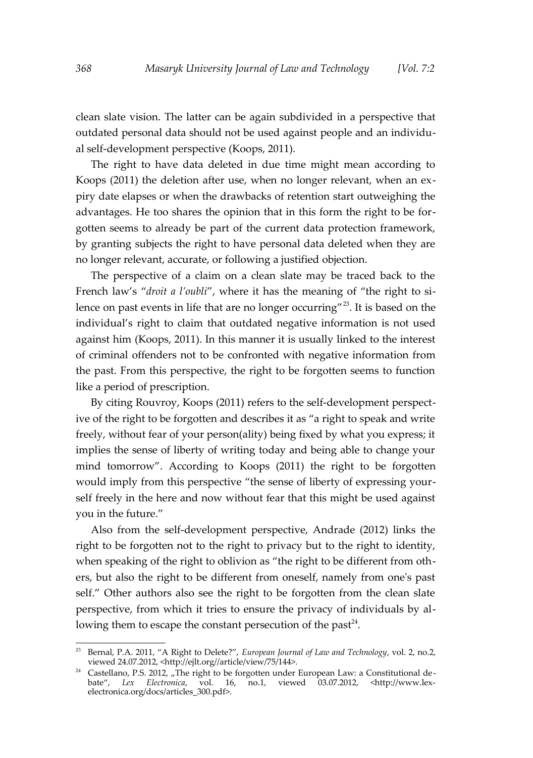clean slate vision. The latter can be again subdivided in a perspective that outdated personal data should not be used against people and an individual self-development perspective (Koops, 2011).

The right to have data deleted in due time might mean according to Koops (2011) the deletion after use, when no longer relevant, when an expiry date elapses or when the drawbacks of retention start outweighing the advantages. He too shares the opinion that in this form the right to be forgotten seems to already be part of the current data protection framework, by granting subjects the right to have personal data deleted when they are no longer relevant, accurate, or following a justified objection.

The perspective of a claim on a clean slate may be traced back to the French law's "*droit a l'oubli*", where it has the meaning of "the right to silence on past events in life that are no longer occurring"[23]. It is based on the individual's right to claim that outdated negative information is not used against him (Koops, 2011). In this manner it is usually linked to the interest of criminal offenders not to be confronted with negative information from the past. From this perspective, the right to be forgotten seems to function like a period of prescription.

By citing Rouvroy, Koops (2011) refers to the self-development perspective of the right to be forgotten and describes it as "a right to speak and write freely, without fear of your person(ality) being fixed by what you express; it implies the sense of liberty of writing today and being able to change your mind tomorrow". According to Koops (2011) the right to be forgotten would imply from this perspective "the sense of liberty of expressing yourself freely in the here and now without fear that this might be used against you in the future."

Also from the self-development perspective, Andrade (2012) links the right to be forgotten not to the right to privacy but to the right to identity, when speaking of the right to oblivion as "the right to be different from others, but also the right to be different from oneself, namely from one's past self." Other authors also see the right to be forgotten from the clean slate perspective, from which it tries to ensure the privacy of individuals by allowing them to escape the constant persecution of the past[24].

---

[23] Bernal, P.A. 2011, "A Right to Delete?", *European Journal of Law and Technology*, vol. 2, no.2, viewed 24.07.2012, <http://ejlt.org//article/view/75/144>.

[24] Castellano, P.S. 2012, „The right to be forgotten under European Law: a Constitutional debate", *Lex Electronica*, vol. 16, no.1, viewed 03.07.2012, <http://www.lex-electronica.org/docs/articles_300.pdf>.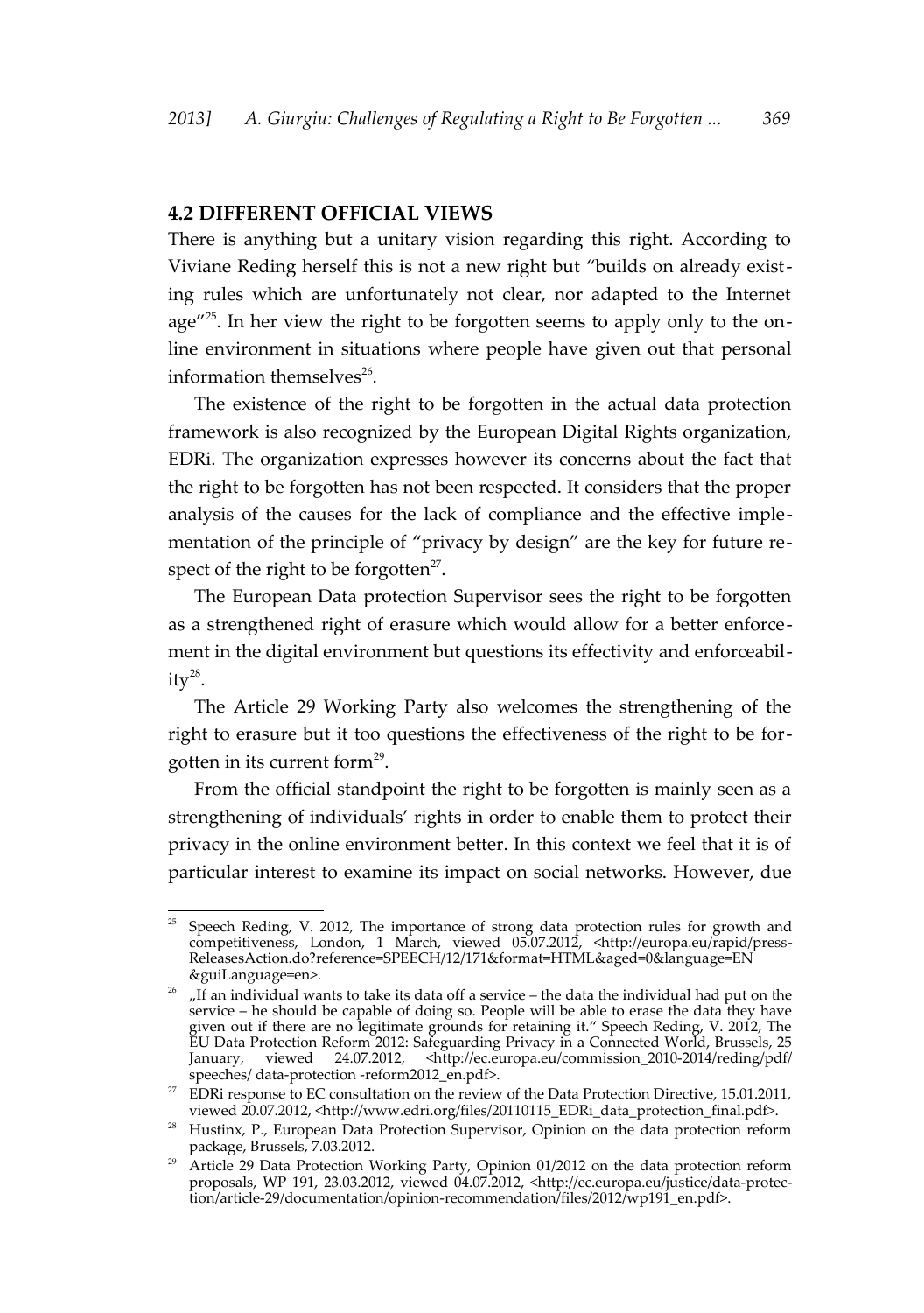### 4.2 DIFFERENT OFFICIAL VIEWS

There is anything but a unitary vision regarding this right. According to Viviane Reding herself this is not a new right but "builds on already existing rules which are unfortunately not clear, nor adapted to the Internet age"[25]. In her view the right to be forgotten seems to apply only to the online environment in situations where people have given out that personal information themselves[26].

The existence of the right to be forgotten in the actual data protection framework is also recognized by the European Digital Rights organization, EDRi. The organization expresses however its concerns about the fact that the right to be forgotten has not been respected. It considers that the proper analysis of the causes for the lack of compliance and the effective implementation of the principle of "privacy by design" are the key for future respect of the right to be forgotten[27].

The European Data protection Supervisor sees the right to be forgotten as a strengthened right of erasure which would allow for a better enforcement in the digital environment but questions its effectivity and enforceability[28].

The Article 29 Working Party also welcomes the strengthening of the right to erasure but it too questions the effectiveness of the right to be forgotten in its current form[29].

From the official standpoint the right to be forgotten is mainly seen as a strengthening of individuals' rights in order to enable them to protect their privacy in the online environment better. In this context we feel that it is of particular interest to examine its impact on social networks. However, due

---

[25] Speech Reding, V. 2012, The importance of strong data protection rules for growth and competitiveness, London, 1 March, viewed 05.07.2012, <http://europa.eu/rapid/pressReleasesAction.do?reference=SPEECH/12/171&format=HTML&aged=0&language=EN&guiLanguage=en>.

[26] „If an individual wants to take its data off a service – the data the individual had put on the service – he should be capable of doing so. People will be able to erase the data they have given out if there are no legitimate grounds for retaining it." Speech Reding, V. 2012, The EU Data Protection Reform 2012: Safeguarding Privacy in a Connected World, Brussels, 25 January, viewed 24.07.2012, <http://ec.europa.eu/commission_2010-2014/reding/pdf/speeches/ data-protection -reform2012_en.pdf>.

[27] EDRi response to EC consultation on the review of the Data Protection Directive, 15.01.2011, viewed 20.07.2012, <http://www.edri.org/files/20110115_EDRi_data_protection_final.pdf>.

[28] Hustinx, P., European Data Protection Supervisor, Opinion on the data protection reform package, Brussels, 7.03.2012.

[29] Article 29 Data Protection Working Party, Opinion 01/2012 on the data protection reform proposals, WP 191, 23.03.2012, viewed 04.07.2012, <http://ec.europa.eu/justice/data-protection/article-29/documentation/opinion-recommendation/files/2012/wp191_en.pdf>.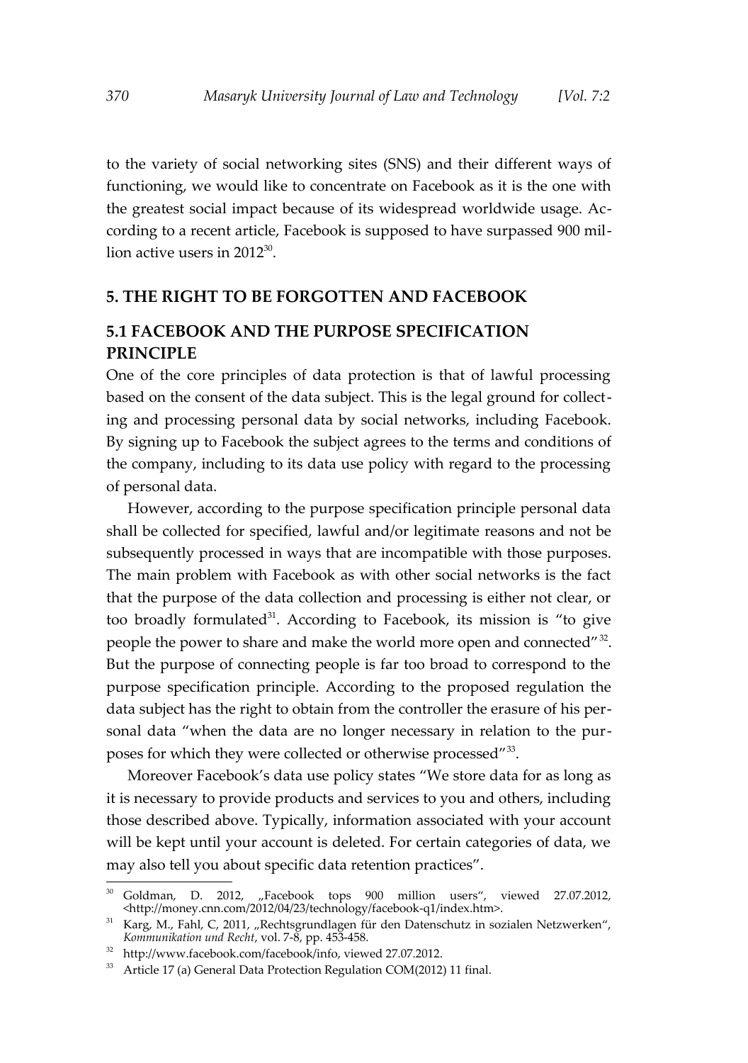to the variety of social networking sites (SNS) and their different ways of functioning, we would like to concentrate on Facebook as it is the one with the greatest social impact because of its widespread worldwide usage. According to a recent article, Facebook is supposed to have surpassed 900 million active users in 2012[30].

## 5. THE RIGHT TO BE FORGOTTEN AND FACEBOOK

### 5.1 FACEBOOK AND THE PURPOSE SPECIFICATION PRINCIPLE

One of the core principles of data protection is that of lawful processing based on the consent of the data subject. This is the legal ground for collecting and processing personal data by social networks, including Facebook. By signing up to Facebook the subject agrees to the terms and conditions of the company, including to its data use policy with regard to the processing of personal data.

However, according to the purpose specification principle personal data shall be collected for specified, lawful and/or legitimate reasons and not be subsequently processed in ways that are incompatible with those purposes. The main problem with Facebook as with other social networks is the fact that the purpose of the data collection and processing is either not clear, or too broadly formulated[31]. According to Facebook, its mission is "to give people the power to share and make the world more open and connected"[32]. But the purpose of connecting people is far too broad to correspond to the purpose specification principle. According to the proposed regulation the data subject has the right to obtain from the controller the erasure of his personal data "when the data are no longer necessary in relation to the purposes for which they were collected or otherwise processed"[33].

Moreover Facebook's data use policy states "We store data for as long as it is necessary to provide products and services to you and others, including those described above. Typically, information associated with your account will be kept until your account is deleted. For certain categories of data, we may also tell you about specific data retention practices".

---

[30] Goldman, D. 2012, „Facebook tops 900 million users", viewed 27.07.2012, <http://money.cnn.com/2012/04/23/technology/facebook-q1/index.htm>.

[31] Karg, M., Fahl, C, 2011, „Rechtsgrundlagen für den Datenschutz in sozialen Netzwerken", *Kommunikation und Recht*, vol. 7-8, pp. 453-458.

[32] http://www.facebook.com/facebook/info, viewed 27.07.2012.

[33] Article 17 (a) General Data Protection Regulation COM(2012) 11 final.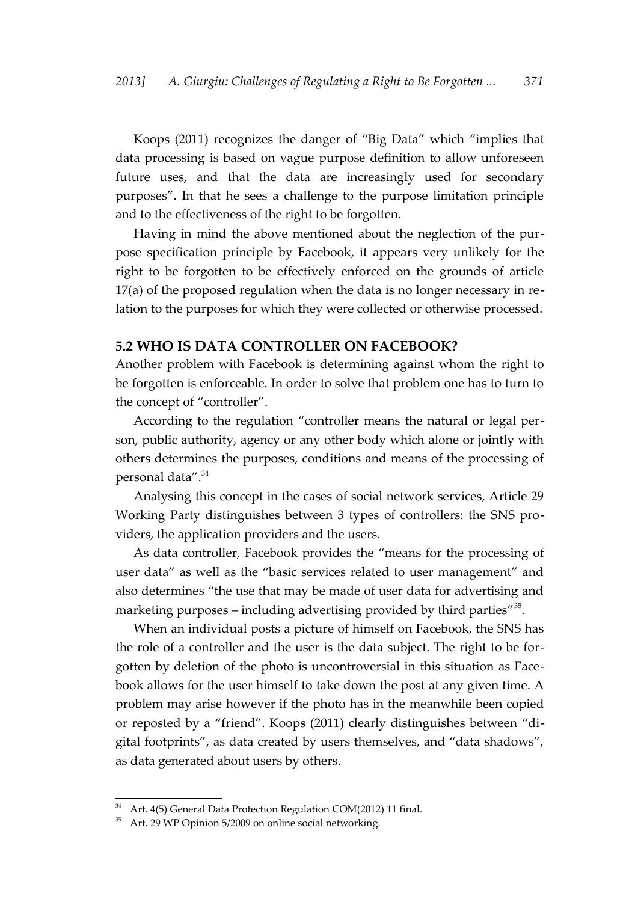Koops (2011) recognizes the danger of "Big Data" which "implies that data processing is based on vague purpose definition to allow unforeseen future uses, and that the data are increasingly used for secondary purposes". In that he sees a challenge to the purpose limitation principle and to the effectiveness of the right to be forgotten.

Having in mind the above mentioned about the neglection of the purpose specification principle by Facebook, it appears very unlikely for the right to be forgotten to be effectively enforced on the grounds of article 17(a) of the proposed regulation when the data is no longer necessary in relation to the purposes for which they were collected or otherwise processed.

## 5.2 WHO IS DATA CONTROLLER ON FACEBOOK?

Another problem with Facebook is determining against whom the right to be forgotten is enforceable. In order to solve that problem one has to turn to the concept of "controller".

According to the regulation "controller means the natural or legal person, public authority, agency or any other body which alone or jointly with others determines the purposes, conditions and means of the processing of personal data".[34]

Analysing this concept in the cases of social network services, Article 29 Working Party distinguishes between 3 types of controllers: the SNS providers, the application providers and the users.

As data controller, Facebook provides the "means for the processing of user data" as well as the "basic services related to user management" and also determines "the use that may be made of user data for advertising and marketing purposes – including advertising provided by third parties"[35].

When an individual posts a picture of himself on Facebook, the SNS has the role of a controller and the user is the data subject. The right to be forgotten by deletion of the photo is uncontroversial in this situation as Facebook allows for the user himself to take down the post at any given time. A problem may arise however if the photo has in the meanwhile been copied or reposted by a "friend". Koops (2011) clearly distinguishes between "digital footprints", as data created by users themselves, and "data shadows", as data generated about users by others.

---

[34] Art. 4(5) General Data Protection Regulation COM(2012) 11 final.

[35] Art. 29 WP Opinion 5/2009 on online social networking.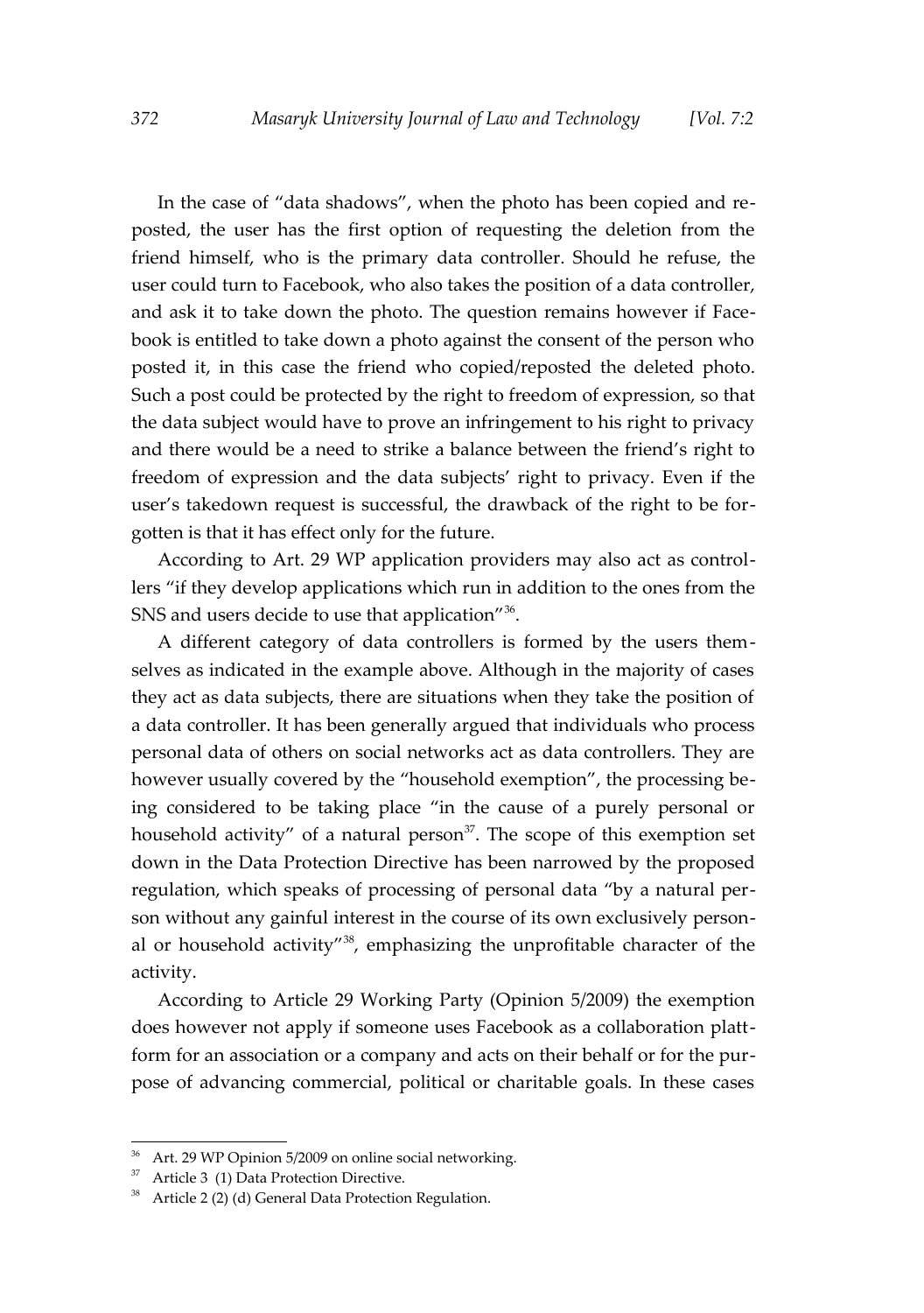In the case of "data shadows", when the photo has been copied and reposted, the user has the first option of requesting the deletion from the friend himself, who is the primary data controller. Should he refuse, the user could turn to Facebook, who also takes the position of a data controller, and ask it to take down the photo. The question remains however if Facebook is entitled to take down a photo against the consent of the person who posted it, in this case the friend who copied/reposted the deleted photo. Such a post could be protected by the right to freedom of expression, so that the data subject would have to prove an infringement to his right to privacy and there would be a need to strike a balance between the friend's right to freedom of expression and the data subjects' right to privacy. Even if the user's takedown request is successful, the drawback of the right to be forgotten is that it has effect only for the future.

According to Art. 29 WP application providers may also act as controllers "if they develop applications which run in addition to the ones from the SNS and users decide to use that application"[36].

A different category of data controllers is formed by the users themselves as indicated in the example above. Although in the majority of cases they act as data subjects, there are situations when they take the position of a data controller. It has been generally argued that individuals who process personal data of others on social networks act as data controllers. They are however usually covered by the "household exemption", the processing being considered to be taking place "in the cause of a purely personal or household activity" of a natural person[37]. The scope of this exemption set down in the Data Protection Directive has been narrowed by the proposed regulation, which speaks of processing of personal data "by a natural person without any gainful interest in the course of its own exclusively personal or household activity"[38], emphasizing the unprofitable character of the activity.

According to Article 29 Working Party (Opinion 5/2009) the exemption does however not apply if someone uses Facebook as a collaboration plattform for an association or a company and acts on their behalf or for the purpose of advancing commercial, political or charitable goals. In these cases

---

[36] Art. 29 WP Opinion 5/2009 on online social networking.

[37] Article 3 (1) Data Protection Directive.

[38] Article 2 (2) (d) General Data Protection Regulation.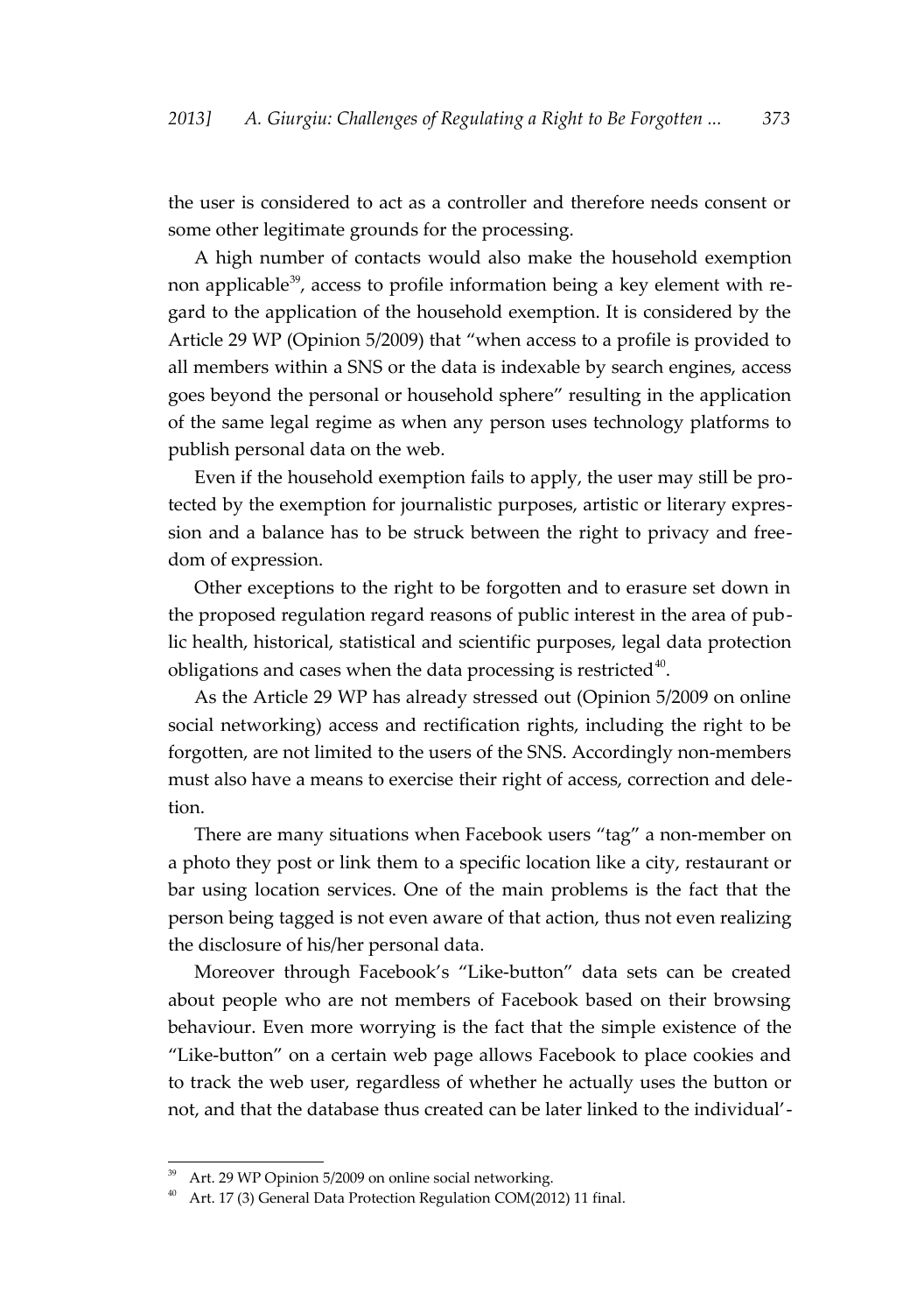the user is considered to act as a controller and therefore needs consent or some other legitimate grounds for the processing.

A high number of contacts would also make the household exemption non applicable[39], access to profile information being a key element with regard to the application of the household exemption. It is considered by the Article 29 WP (Opinion 5/2009) that "when access to a profile is provided to all members within a SNS or the data is indexable by search engines, access goes beyond the personal or household sphere" resulting in the application of the same legal regime as when any person uses technology platforms to publish personal data on the web.

Even if the household exemption fails to apply, the user may still be protected by the exemption for journalistic purposes, artistic or literary expression and a balance has to be struck between the right to privacy and freedom of expression.

Other exceptions to the right to be forgotten and to erasure set down in the proposed regulation regard reasons of public interest in the area of public health, historical, statistical and scientific purposes, legal data protection obligations and cases when the data processing is restricted[40].

As the Article 29 WP has already stressed out (Opinion 5/2009 on online social networking) access and rectification rights, including the right to be forgotten, are not limited to the users of the SNS. Accordingly non-members must also have a means to exercise their right of access, correction and deletion.

There are many situations when Facebook users "tag" a non-member on a photo they post or link them to a specific location like a city, restaurant or bar using location services. One of the main problems is the fact that the person being tagged is not even aware of that action, thus not even realizing the disclosure of his/her personal data.

Moreover through Facebook's "Like-button" data sets can be created about people who are not members of Facebook based on their browsing behaviour. Even more worrying is the fact that the simple existence of the "Like-button" on a certain web page allows Facebook to place cookies and to track the web user, regardless of whether he actually uses the button or not, and that the database thus created can be later linked to the individual'-

---

[39] Art. 29 WP Opinion 5/2009 on online social networking.

[40] Art. 17 (3) General Data Protection Regulation COM(2012) 11 final.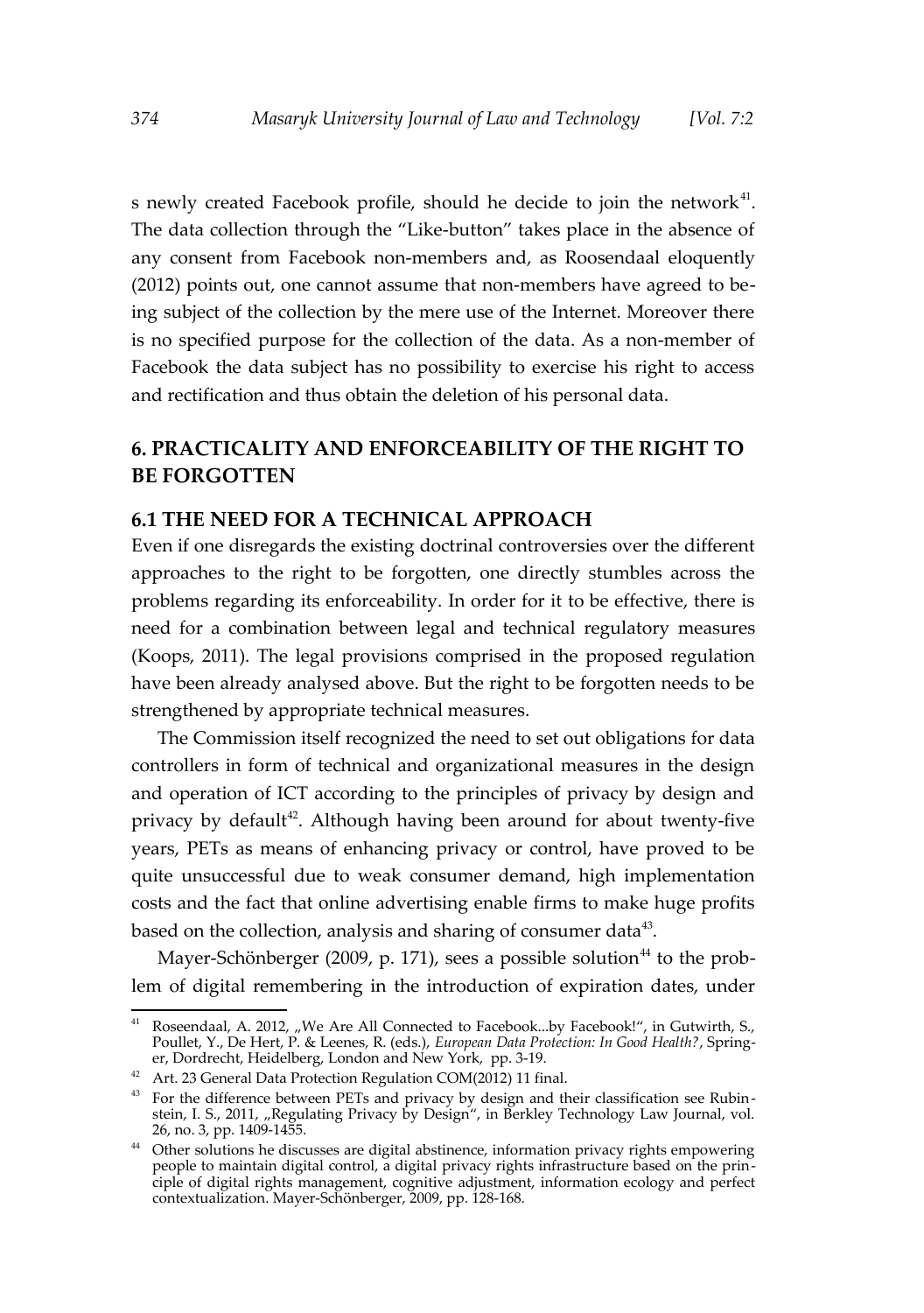s newly created Facebook profile, should he decide to join the network[41]. The data collection through the "Like-button" takes place in the absence of any consent from Facebook non-members and, as Roosendaal eloquently (2012) points out, one cannot assume that non-members have agreed to being subject of the collection by the mere use of the Internet. Moreover there is no specified purpose for the collection of the data. As a non-member of Facebook the data subject has no possibility to exercise his right to access and rectification and thus obtain the deletion of his personal data.

## 6. PRACTICALITY AND ENFORCEABILITY OF THE RIGHT TO BE FORGOTTEN

### 6.1 THE NEED FOR A TECHNICAL APPROACH

Even if one disregards the existing doctrinal controversies over the different approaches to the right to be forgotten, one directly stumbles across the problems regarding its enforceability. In order for it to be effective, there is need for a combination between legal and technical regulatory measures (Koops, 2011). The legal provisions comprised in the proposed regulation have been already analysed above. But the right to be forgotten needs to be strengthened by appropriate technical measures.

The Commission itself recognized the need to set out obligations for data controllers in form of technical and organizational measures in the design and operation of ICT according to the principles of privacy by design and privacy by default[42]. Although having been around for about twenty-five years, PETs as means of enhancing privacy or control, have proved to be quite unsuccessful due to weak consumer demand, high implementation costs and the fact that online advertising enable firms to make huge profits based on the collection, analysis and sharing of consumer data[43].

Mayer-Schönberger (2009, p. 171), sees a possible solution[44] to the problem of digital remembering in the introduction of expiration dates, under

---

[41] Roseendaal, A. 2012, „We Are All Connected to Facebook...by Facebook!", in Gutwirth, S., Poullet, Y., De Hert, P. & Leenes, R. (eds.), *European Data Protection: In Good Health?*, Springer, Dordrecht, Heidelberg, London and New York, pp. 3-19.

[42] Art. 23 General Data Protection Regulation COM(2012) 11 final.

[43] For the difference between PETs and privacy by design and their classification see Rubinstein, I. S., 2011, „Regulating Privacy by Design", in Berkley Technology Law Journal, vol. 26, no. 3, pp. 1409-1455.

[44] Other solutions he discusses are digital abstinence, information privacy rights empowering people to maintain digital control, a digital privacy rights infrastructure based on the principle of digital rights management, cognitive adjustment, information ecology and perfect contextualization. Mayer-Schönberger, 2009, pp. 128-168.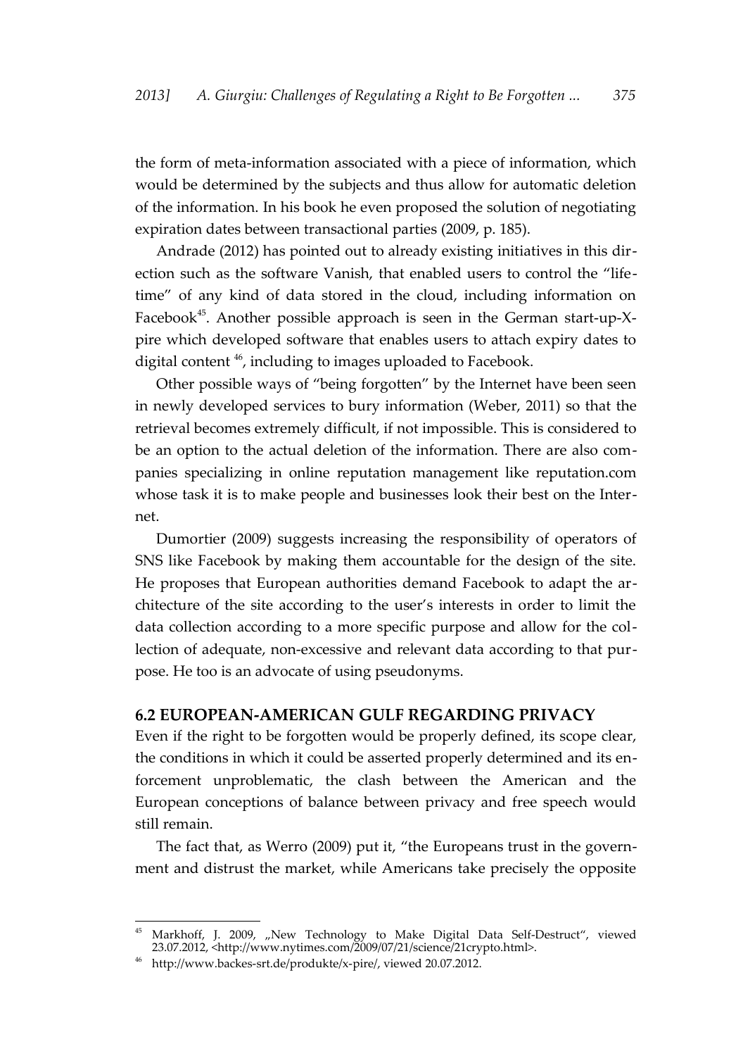the form of meta-information associated with a piece of information, which would be determined by the subjects and thus allow for automatic deletion of the information. In his book he even proposed the solution of negotiating expiration dates between transactional parties (2009, p. 185).

Andrade (2012) has pointed out to already existing initiatives in this direction such as the software Vanish, that enabled users to control the "lifetime" of any kind of data stored in the cloud, including information on Facebook[45]. Another possible approach is seen in the German start-up-X-pire which developed software that enables users to attach expiry dates to digital content [46], including to images uploaded to Facebook.

Other possible ways of "being forgotten" by the Internet have been seen in newly developed services to bury information (Weber, 2011) so that the retrieval becomes extremely difficult, if not impossible. This is considered to be an option to the actual deletion of the information. There are also companies specializing in online reputation management like reputation.com whose task it is to make people and businesses look their best on the Internet.

Dumortier (2009) suggests increasing the responsibility of operators of SNS like Facebook by making them accountable for the design of the site. He proposes that European authorities demand Facebook to adapt the architecture of the site according to the user's interests in order to limit the data collection according to a more specific purpose and allow for the collection of adequate, non-excessive and relevant data according to that purpose. He too is an advocate of using pseudonyms.

## 6.2 EUROPEAN-AMERICAN GULF REGARDING PRIVACY

Even if the right to be forgotten would be properly defined, its scope clear, the conditions in which it could be asserted properly determined and its enforcement unproblematic, the clash between the American and the European conceptions of balance between privacy and free speech would still remain.

The fact that, as Werro (2009) put it, "the Europeans trust in the government and distrust the market, while Americans take precisely the opposite

---

[45] Markhoff, J. 2009, „New Technology to Make Digital Data Self-Destruct", viewed 23.07.2012, <http://www.nytimes.com/2009/07/21/science/21crypto.html>.

[46] http://www.backes-srt.de/produkte/x-pire/, viewed 20.07.2012.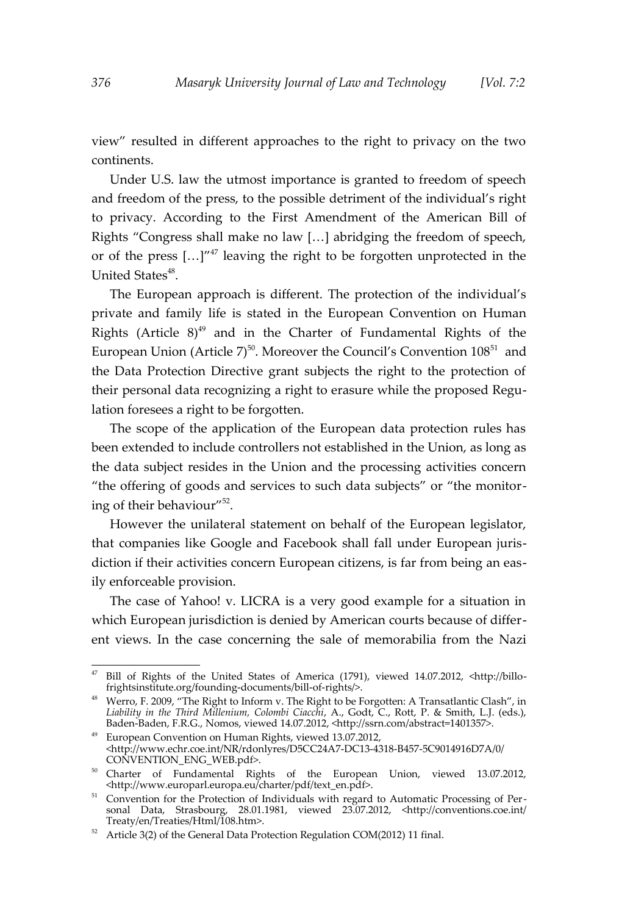view" resulted in different approaches to the right to privacy on the two continents.

Under U.S. law the utmost importance is granted to freedom of speech and freedom of the press, to the possible detriment of the individual's right to privacy. According to the First Amendment of the American Bill of Rights "Congress shall make no law […] abridging the freedom of speech, or of the press […]"[47] leaving the right to be forgotten unprotected in the United States[48].

The European approach is different. The protection of the individual's private and family life is stated in the European Convention on Human Rights (Article 8)[49] and in the Charter of Fundamental Rights of the European Union (Article 7)[50]. Moreover the Council's Convention 108[51] and the Data Protection Directive grant subjects the right to the protection of their personal data recognizing a right to erasure while the proposed Regulation foresees a right to be forgotten.

The scope of the application of the European data protection rules has been extended to include controllers not established in the Union, as long as the data subject resides in the Union and the processing activities concern "the offering of goods and services to such data subjects" or "the monitoring of their behaviour"[52].

However the unilateral statement on behalf of the European legislator, that companies like Google and Facebook shall fall under European jurisdiction if their activities concern European citizens, is far from being an easily enforceable provision.

The case of Yahoo! v. LICRA is a very good example for a situation in which European jurisdiction is denied by American courts because of different views. In the case concerning the sale of memorabilia from the Nazi

---

[47] Bill of Rights of the United States of America (1791), viewed 14.07.2012, <http://billofrightsinstitute.org/founding-documents/bill-of-rights/>.

[48] Werro, F. 2009, "The Right to Inform v. The Right to be Forgotten: A Transatlantic Clash", in *Liability in the Third Millenium, Colombi Ciacchi*, A., Godt, C., Rott, P. & Smith, L.J. (eds.), Baden-Baden, F.R.G., Nomos, viewed 14.07.2012, <http://ssrn.com/abstract=1401357>.

[49] European Convention on Human Rights, viewed 13.07.2012, <http://www.echr.coe.int/NR/rdonlyres/D5CC24A7-DC13-4318-B457-5C9014916D7A/0/CONVENTION_ENG_WEB.pdf>.

[50] Charter of Fundamental Rights of the European Union, viewed 13.07.2012, <http://www.europarl.europa.eu/charter/pdf/text_en.pdf>.

[51] Convention for the Protection of Individuals with regard to Automatic Processing of Personal Data, Strasbourg, 28.01.1981, viewed 23.07.2012, <http://conventions.coe.int/Treaty/en/Treaties/Html/108.htm>.

[52] Article 3(2) of the General Data Protection Regulation COM(2012) 11 final.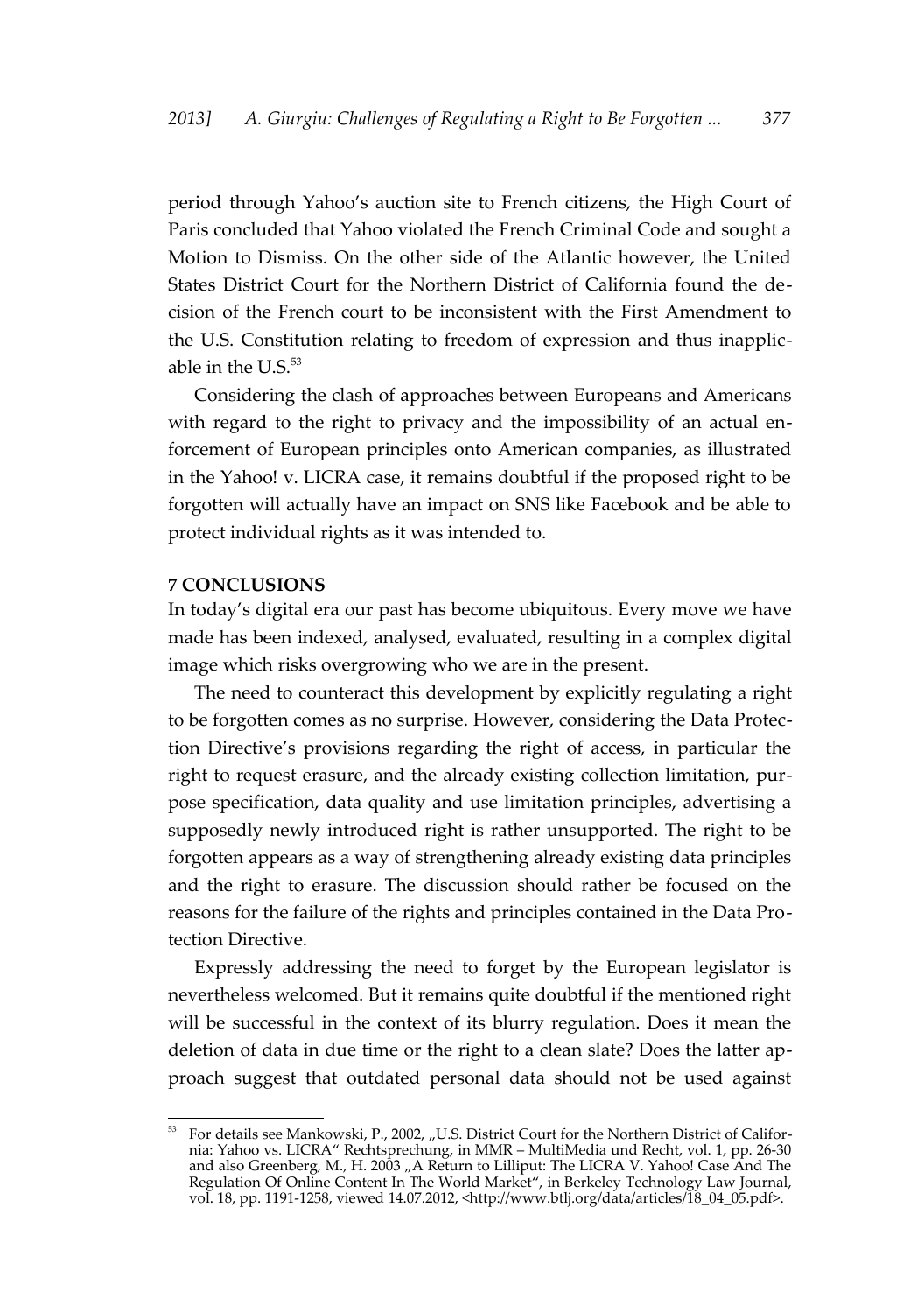period through Yahoo's auction site to French citizens, the High Court of Paris concluded that Yahoo violated the French Criminal Code and sought a Motion to Dismiss. On the other side of the Atlantic however, the United States District Court for the Northern District of California found the decision of the French court to be inconsistent with the First Amendment to the U.S. Constitution relating to freedom of expression and thus inapplicable in the U.S.[53]

Considering the clash of approaches between Europeans and Americans with regard to the right to privacy and the impossibility of an actual enforcement of European principles onto American companies, as illustrated in the Yahoo! v. LICRA case, it remains doubtful if the proposed right to be forgotten will actually have an impact on SNS like Facebook and be able to protect individual rights as it was intended to.

## 7 CONCLUSIONS

In today's digital era our past has become ubiquitous. Every move we have made has been indexed, analysed, evaluated, resulting in a complex digital image which risks overgrowing who we are in the present.

The need to counteract this development by explicitly regulating a right to be forgotten comes as no surprise. However, considering the Data Protection Directive's provisions regarding the right of access, in particular the right to request erasure, and the already existing collection limitation, purpose specification, data quality and use limitation principles, advertising a supposedly newly introduced right is rather unsupported. The right to be forgotten appears as a way of strengthening already existing data principles and the right to erasure. The discussion should rather be focused on the reasons for the failure of the rights and principles contained in the Data Protection Directive.

Expressly addressing the need to forget by the European legislator is nevertheless welcomed. But it remains quite doubtful if the mentioned right will be successful in the context of its blurry regulation. Does it mean the deletion of data in due time or the right to a clean slate? Does the latter approach suggest that outdated personal data should not be used against

---

[53] For details see Mankowski, P., 2002, „U.S. District Court for the Northern District of California: Yahoo vs. LICRA" Rechtsprechung, in MMR – MultiMedia und Recht, vol. 1, pp. 26-30 and also Greenberg, M., H. 2003 „A Return to Lilliput: The LICRA V. Yahoo! Case And The Regulation Of Online Content In The World Market", in Berkeley Technology Law Journal, vol. 18, pp. 1191-1258, viewed 14.07.2012, <http://www.btlj.org/data/articles/18_04_05.pdf>.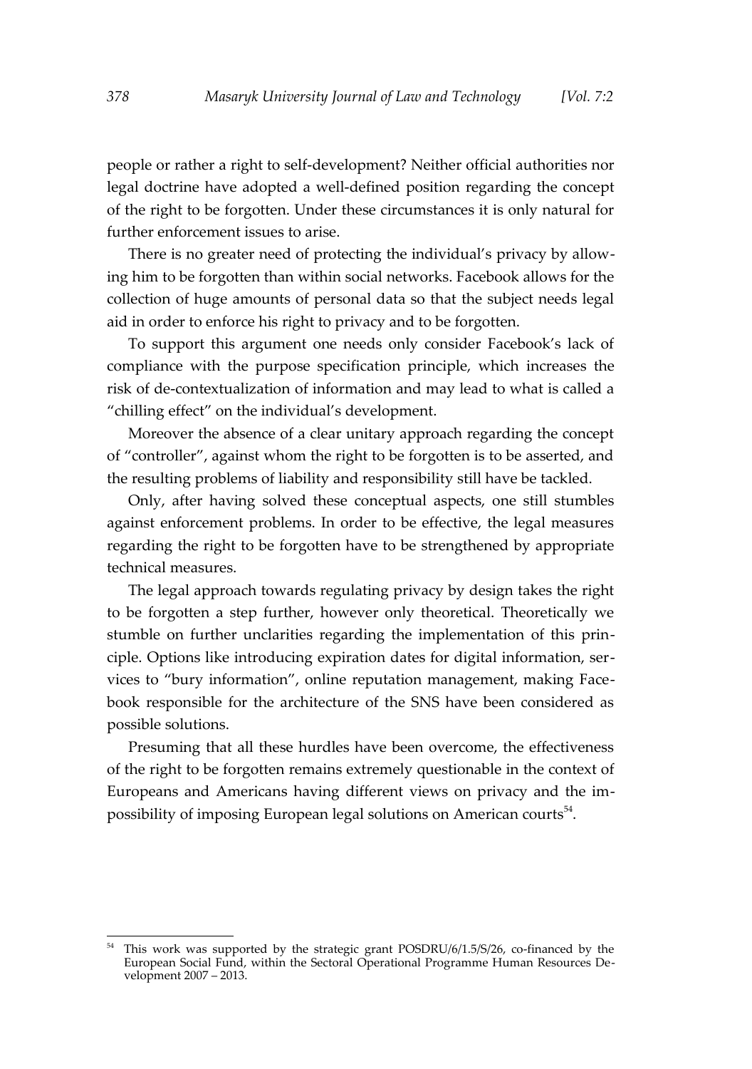people or rather a right to self-development? Neither official authorities nor legal doctrine have adopted a well-defined position regarding the concept of the right to be forgotten. Under these circumstances it is only natural for further enforcement issues to arise.

There is no greater need of protecting the individual's privacy by allowing him to be forgotten than within social networks. Facebook allows for the collection of huge amounts of personal data so that the subject needs legal aid in order to enforce his right to privacy and to be forgotten.

To support this argument one needs only consider Facebook's lack of compliance with the purpose specification principle, which increases the risk of de-contextualization of information and may lead to what is called a "chilling effect" on the individual's development.

Moreover the absence of a clear unitary approach regarding the concept of "controller", against whom the right to be forgotten is to be asserted, and the resulting problems of liability and responsibility still have be tackled.

Only, after having solved these conceptual aspects, one still stumbles against enforcement problems. In order to be effective, the legal measures regarding the right to be forgotten have to be strengthened by appropriate technical measures.

The legal approach towards regulating privacy by design takes the right to be forgotten a step further, however only theoretical. Theoretically we stumble on further unclarities regarding the implementation of this principle. Options like introducing expiration dates for digital information, services to "bury information", online reputation management, making Facebook responsible for the architecture of the SNS have been considered as possible solutions.

Presuming that all these hurdles have been overcome, the effectiveness of the right to be forgotten remains extremely questionable in the context of Europeans and Americans having different views on privacy and the impossibility of imposing European legal solutions on American courts[54].

---

[54] This work was supported by the strategic grant POSDRU/6/1.5/S/26, co-financed by the European Social Fund, within the Sectoral Operational Programme Human Resources Development 2007 – 2013.